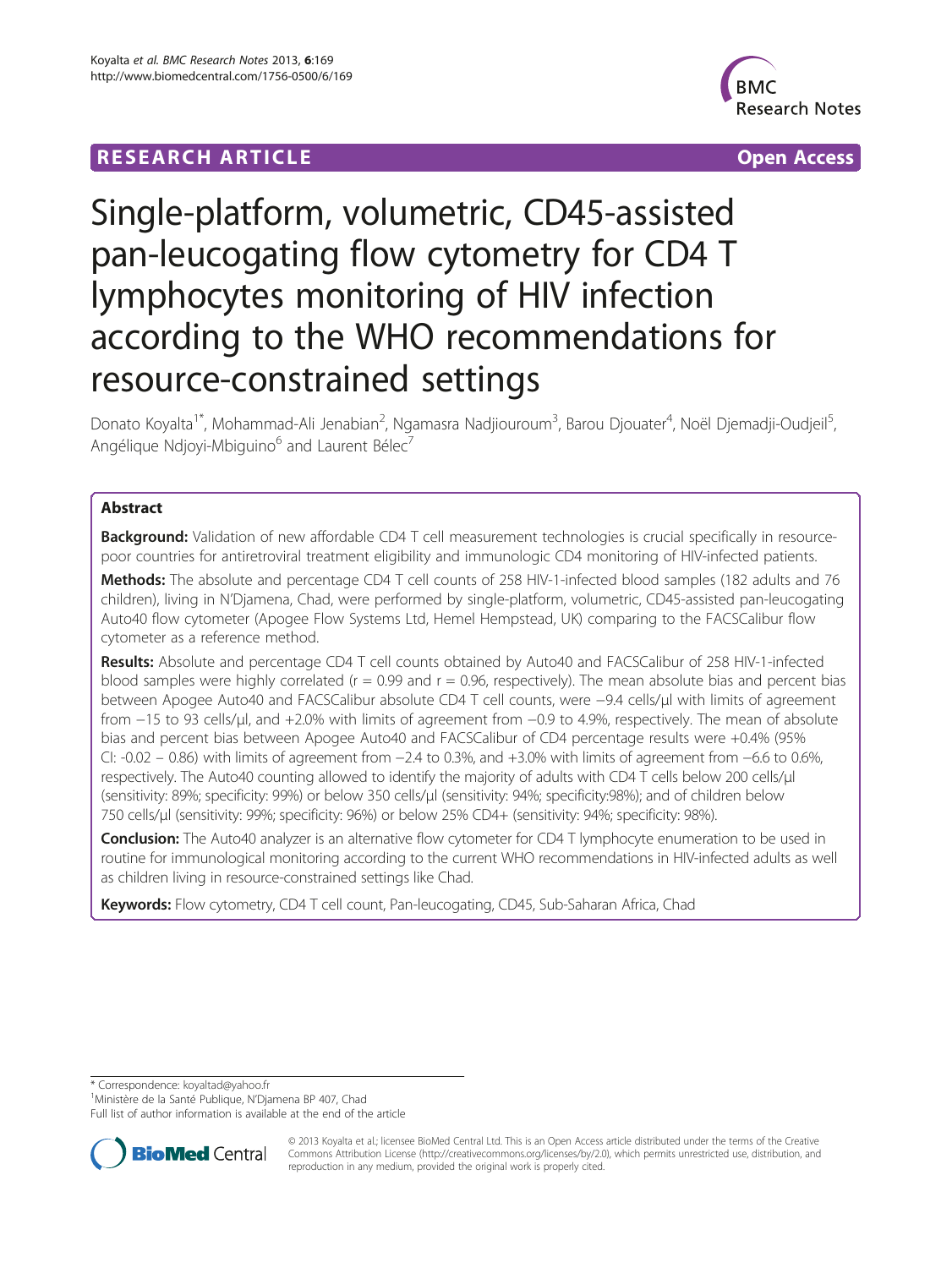RESEARCH ARTICLE Open Access

# Single-platform, volumetric, CD45-assisted pan-leucogating flow cytometry for CD4 T lymphocytes monitoring of HIV infection according to the WHO recommendations for resource-constrained settings

Donato Koyalta[1*], Mohammad-Ali Jenabian[2], Ngamasra Nadjiouroum[3], Barou Djouater[4], Noël Djemadji-Oudjeil[5], Angélique Ndjoyi-Mbiguino[6] and Laurent Bélec[7]

## Abstract

**Background:** Validation of new affordable CD4 T cell measurement technologies is crucial specifically in resource-poor countries for antiretroviral treatment eligibility and immunologic CD4 monitoring of HIV-infected patients.

**Methods:** The absolute and percentage CD4 T cell counts of 258 HIV-1-infected blood samples (182 adults and 76 children), living in N'Djamena, Chad, were performed by single-platform, volumetric, CD45-assisted pan-leucogating Auto40 flow cytometer (Apogee Flow Systems Ltd, Hemel Hempstead, UK) comparing to the FACSCalibur flow cytometer as a reference method.

**Results:** Absolute and percentage CD4 T cell counts obtained by Auto40 and FACSCalibur of 258 HIV-1-infected blood samples were highly correlated (r = 0.99 and r = 0.96, respectively). The mean absolute bias and percent bias between Apogee Auto40 and FACSCalibur absolute CD4 T cell counts, were −9.4 cells/μl with limits of agreement from −15 to 93 cells/μl, and +2.0% with limits of agreement from −0.9 to 4.9%, respectively. The mean of absolute bias and percent bias between Apogee Auto40 and FACSCalibur of CD4 percentage results were +0.4% (95% CI: -0.02 – 0.86) with limits of agreement from −2.4 to 0.3%, and +3.0% with limits of agreement from −6.6 to 0.6%, respectively. The Auto40 counting allowed to identify the majority of adults with CD4 T cells below 200 cells/μl (sensitivity: 89%; specificity: 99%) or below 350 cells/μl (sensitivity: 94%; specificity:98%); and of children below 750 cells/μl (sensitivity: 99%; specificity: 96%) or below 25% CD4+ (sensitivity: 94%; specificity: 98%).

**Conclusion:** The Auto40 analyzer is an alternative flow cytometer for CD4 T lymphocyte enumeration to be used in routine for immunological monitoring according to the current WHO recommendations in HIV-infected adults as well as children living in resource-constrained settings like Chad.

**Keywords:** Flow cytometry, CD4 T cell count, Pan-leucogating, CD45, Sub-Saharan Africa, Chad

\* Correspondence: koyaltad@yahoo.fr
[1]Ministère de la Santé Publique, N'Djamena BP 407, Chad
Full list of author information is available at the end of the article

© 2013 Koyalta et al.; licensee BioMed Central Ltd. This is an Open Access article distributed under the terms of the Creative Commons Attribution License (http://creativecommons.org/licenses/by/2.0), which permits unrestricted use, distribution, and reproduction in any medium, provided the original work is properly cited.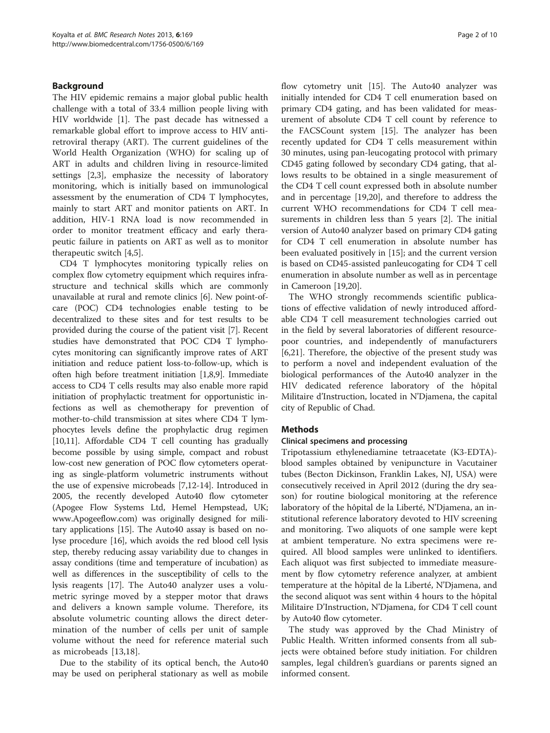## Background

The HIV epidemic remains a major global public health challenge with a total of 33.4 million people living with HIV worldwide [1]. The past decade has witnessed a remarkable global effort to improve access to HIV antiretroviral therapy (ART). The current guidelines of the World Health Organization (WHO) for scaling up of ART in adults and children living in resource-limited settings [2,3], emphasize the necessity of laboratory monitoring, which is initially based on immunological assessment by the enumeration of CD4 T lymphocytes, mainly to start ART and monitor patients on ART. In addition, HIV-1 RNA load is now recommended in order to monitor treatment efficacy and early therapeutic failure in patients on ART as well as to monitor therapeutic switch [4,5].

CD4 T lymphocytes monitoring typically relies on complex flow cytometry equipment which requires infrastructure and technical skills which are commonly unavailable at rural and remote clinics [6]. New point-of-care (POC) CD4 technologies enable testing to be decentralized to these sites and for test results to be provided during the course of the patient visit [7]. Recent studies have demonstrated that POC CD4 T lymphocytes monitoring can significantly improve rates of ART initiation and reduce patient loss-to-follow-up, which is often high before treatment initiation [1,8,9]. Immediate access to CD4 T cells results may also enable more rapid initiation of prophylactic treatment for opportunistic infections as well as chemotherapy for prevention of mother-to-child transmission at sites where CD4 T lymphocytes levels define the prophylactic drug regimen [10,11]. Affordable CD4 T cell counting has gradually become possible by using simple, compact and robust low-cost new generation of POC flow cytometers operating as single-platform volumetric instruments without the use of expensive microbeads [7,12-14]. Introduced in 2005, the recently developed Auto40 flow cytometer (Apogee Flow Systems Ltd, Hemel Hempstead, UK; www.Apogeeflow.com) was originally designed for military applications [15]. The Auto40 assay is based on no-lyse procedure [16], which avoids the red blood cell lysis step, thereby reducing assay variability due to changes in assay conditions (time and temperature of incubation) as well as differences in the susceptibility of cells to the lysis reagents [17]. The Auto40 analyzer uses a volumetric syringe moved by a stepper motor that draws and delivers a known sample volume. Therefore, its absolute volumetric counting allows the direct determination of the number of cells per unit of sample volume without the need for reference material such as microbeads [13,18].

Due to the stability of its optical bench, the Auto40 may be used on peripheral stationary as well as mobile flow cytometry unit [15]. The Auto40 analyzer was initially intended for CD4 T cell enumeration based on primary CD4 gating, and has been validated for measurement of absolute CD4 T cell count by reference to the FACSCount system [15]. The analyzer has been recently updated for CD4 T cells measurement within 30 minutes, using pan-leucogating protocol with primary CD45 gating followed by secondary CD4 gating, that allows results to be obtained in a single measurement of the CD4 T cell count expressed both in absolute number and in percentage [19,20], and therefore to address the current WHO recommendations for CD4 T cell measurements in children less than 5 years [2]. The initial version of Auto40 analyzer based on primary CD4 gating for CD4 T cell enumeration in absolute number has been evaluated positively in [15]; and the current version is based on CD45-assisted panleucogating for CD4 T cell enumeration in absolute number as well as in percentage in Cameroon [19,20].

The WHO strongly recommends scientific publications of effective validation of newly introduced affordable CD4 T cell measurement technologies carried out in the field by several laboratories of different resource-poor countries, and independently of manufacturers [6,21]. Therefore, the objective of the present study was to perform a novel and independent evaluation of the biological performances of the Auto40 analyzer in the HIV dedicated reference laboratory of the hôpital Militaire d'Instruction, located in N'Djamena, the capital city of Republic of Chad.

## Methods

### Clinical specimens and processing

Tripotassium ethylenediamine tetraacetate (K3-EDTA)-blood samples obtained by venipuncture in Vacutainer tubes (Becton Dickinson, Franklin Lakes, NJ, USA) were consecutively received in April 2012 (during the dry season) for routine biological monitoring at the reference laboratory of the hôpital de la Liberté, N'Djamena, an institutional reference laboratory devoted to HIV screening and monitoring. Two aliquots of one sample were kept at ambient temperature. No extra specimens were required. All blood samples were unlinked to identifiers. Each aliquot was first subjected to immediate measurement by flow cytometry reference analyzer, at ambient temperature at the hôpital de la Liberté, N'Djamena, and the second aliquot was sent within 4 hours to the hôpital Militaire D'Instruction, N'Djamena, for CD4 T cell count by Auto40 flow cytometer.

The study was approved by the Chad Ministry of Public Health. Written informed consents from all subjects were obtained before study initiation. For children samples, legal children's guardians or parents signed an informed consent.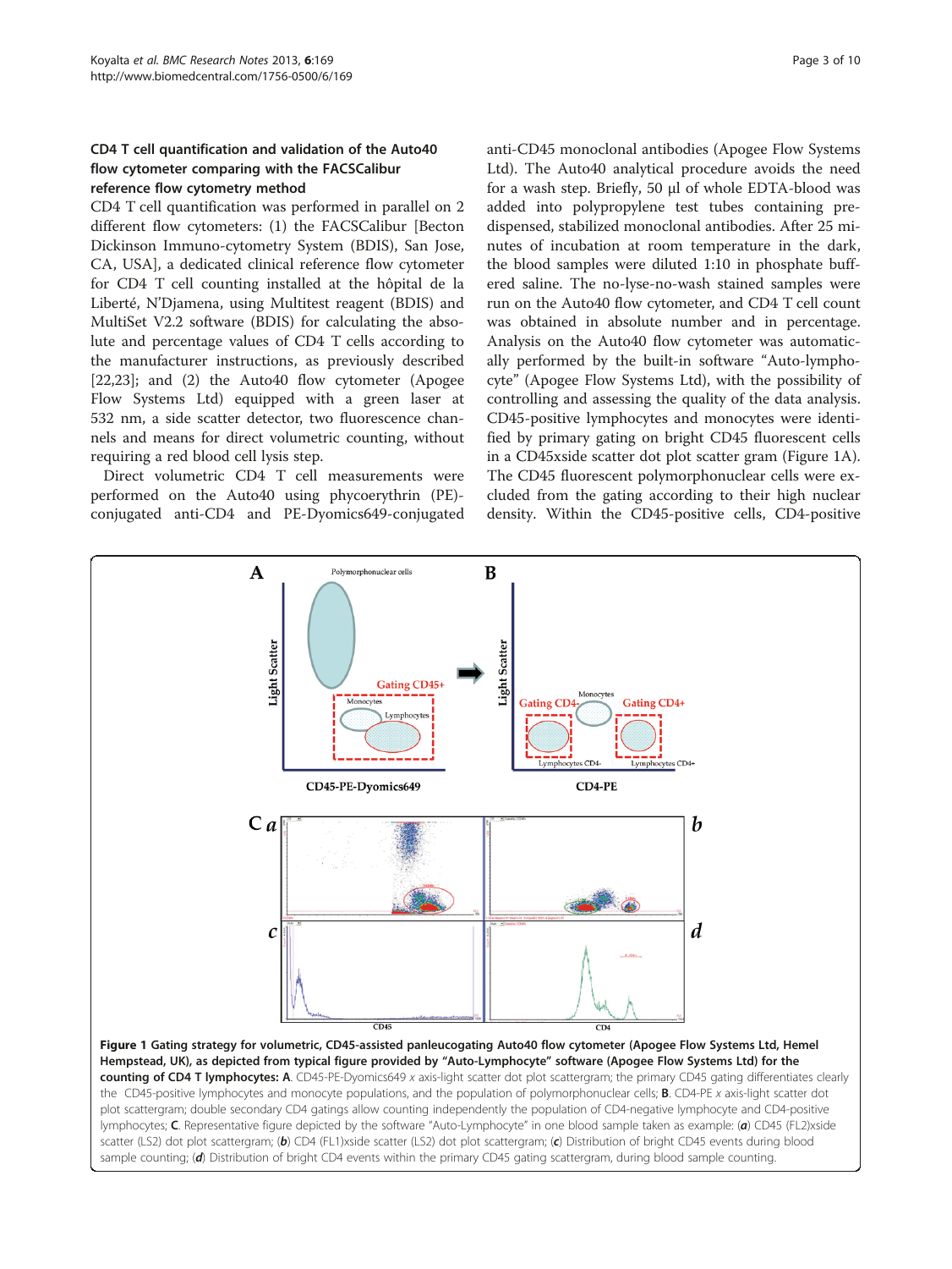### CD4 T cell quantification and validation of the Auto40 flow cytometer comparing with the FACSCalibur reference flow cytometry method

CD4 T cell quantification was performed in parallel on 2 different flow cytometers: (1) the FACSCalibur [Becton Dickinson Immuno-cytometry System (BDIS), San Jose, CA, USA], a dedicated clinical reference flow cytometer for CD4 T cell counting installed at the hôpital de la Liberté, N'Djamena, using Multitest reagent (BDIS) and MultiSet V2.2 software (BDIS) for calculating the absolute and percentage values of CD4 T cells according to the manufacturer instructions, as previously described [22,23]; and (2) the Auto40 flow cytometer (Apogee Flow Systems Ltd) equipped with a green laser at 532 nm, a side scatter detector, two fluorescence channels and means for direct volumetric counting, without requiring a red blood cell lysis step.

Direct volumetric CD4 T cell measurements were performed on the Auto40 using phycoerythrin (PE)-conjugated anti-CD4 and PE-Dyomics649-conjugated anti-CD45 monoclonal antibodies (Apogee Flow Systems Ltd). The Auto40 analytical procedure avoids the need for a wash step. Briefly, 50 μl of whole EDTA-blood was added into polypropylene test tubes containing pre-dispensed, stabilized monoclonal antibodies. After 25 minutes of incubation at room temperature in the dark, the blood samples were diluted 1:10 in phosphate buffered saline. The no-lyse-no-wash stained samples were run on the Auto40 flow cytometer, and CD4 T cell count was obtained in absolute number and in percentage. Analysis on the Auto40 flow cytometer was automatically performed by the built-in software "Auto-lymphocyte" (Apogee Flow Systems Ltd), with the possibility of controlling and assessing the quality of the data analysis. CD45-positive lymphocytes and monocytes were identified by primary gating on bright CD45 fluorescent cells in a CD45xside scatter dot plot scatter gram (Figure 1A). The CD45 fluorescent polymorphonuclear cells were excluded from the gating according to their high nuclear density. Within the CD45-positive cells, CD4-positive

**Figure 1 Gating strategy for volumetric, CD45-assisted panleucogating Auto40 flow cytometer (Apogee Flow Systems Ltd, Hemel Hempstead, UK), as depicted from typical figure provided by "Auto-Lymphocyte" software (Apogee Flow Systems Ltd) for the counting of CD4 T lymphocytes: A**. CD45-PE-Dyomics649 *x* axis-light scatter dot plot scattergram; the primary CD45 gating differentiates clearly the CD45-positive lymphocytes and monocyte populations, and the population of polymorphonuclear cells; **B**. CD4-PE *x* axis-light scatter dot plot scattergram; double secondary CD4 gatings allow counting independently the population of CD4-negative lymphocyte and CD4-positive lymphocytes; **C**. Representative figure depicted by the software "Auto-Lymphocyte" in one blood sample taken as example: (***a***) CD45 (FL2)xside scatter (LS2) dot plot scattergram; (***b***) CD4 (FL1)xside scatter (LS2) dot plot scattergram; (***c***) Distribution of bright CD45 events during blood sample counting; (***d***) Distribution of bright CD4 events within the primary CD45 gating scattergram, during blood sample counting.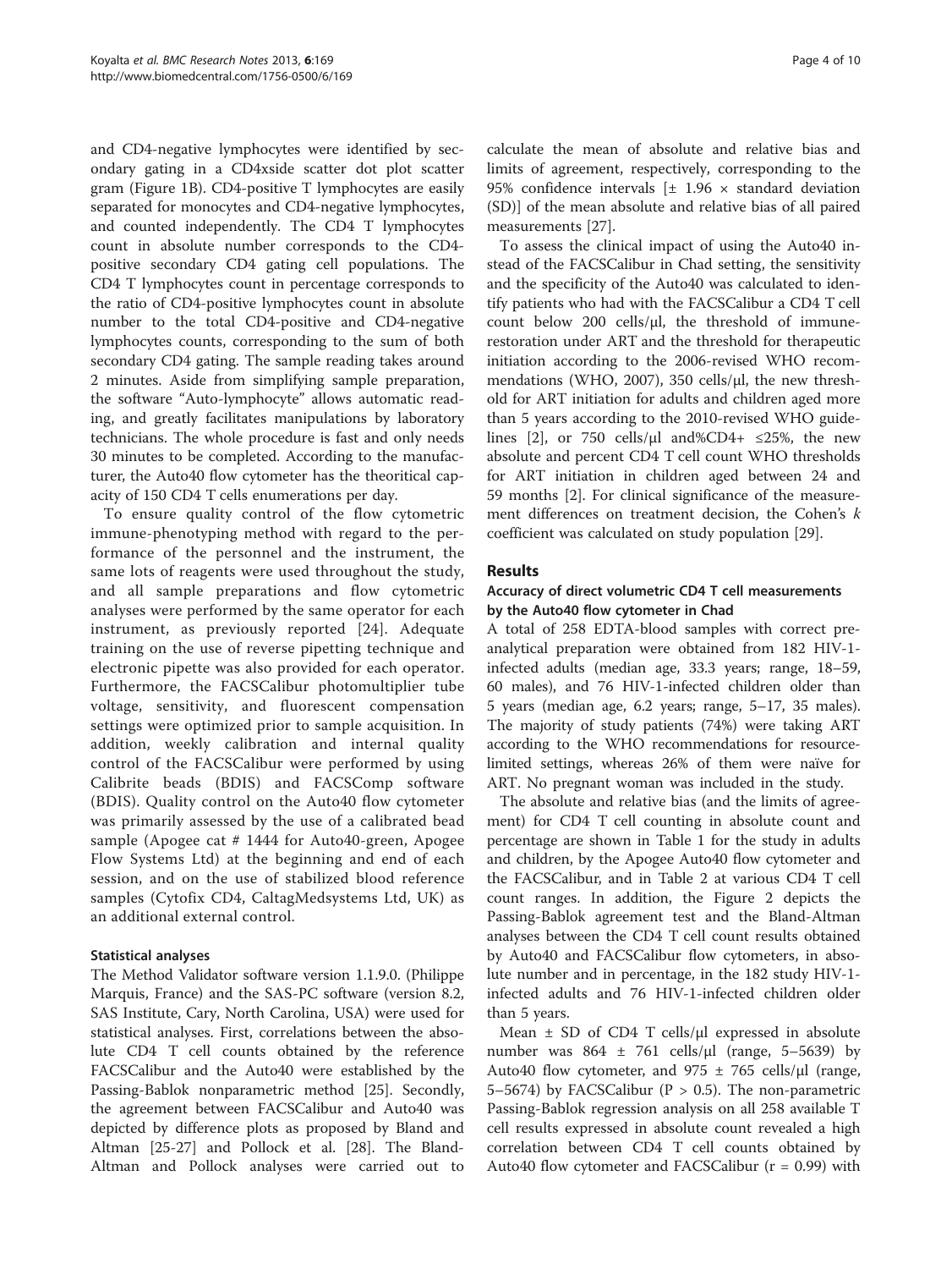and CD4-negative lymphocytes were identified by secondary gating in a CD4xside scatter dot plot scatter gram (Figure 1B). CD4-positive T lymphocytes are easily separated for monocytes and CD4-negative lymphocytes, and counted independently. The CD4 T lymphocytes count in absolute number corresponds to the CD4-positive secondary CD4 gating cell populations. The CD4 T lymphocytes count in percentage corresponds to the ratio of CD4-positive lymphocytes count in absolute number to the total CD4-positive and CD4-negative lymphocytes counts, corresponding to the sum of both secondary CD4 gating. The sample reading takes around 2 minutes. Aside from simplifying sample preparation, the software "Auto-lymphocyte" allows automatic reading, and greatly facilitates manipulations by laboratory technicians. The whole procedure is fast and only needs 30 minutes to be completed. According to the manufacturer, the Auto40 flow cytometer has the theoritical capacity of 150 CD4 T cells enumerations per day.

To ensure quality control of the flow cytometric immune-phenotyping method with regard to the performance of the personnel and the instrument, the same lots of reagents were used throughout the study, and all sample preparations and flow cytometric analyses were performed by the same operator for each instrument, as previously reported [24]. Adequate training on the use of reverse pipetting technique and electronic pipette was also provided for each operator. Furthermore, the FACSCalibur photomultiplier tube voltage, sensitivity, and fluorescent compensation settings were optimized prior to sample acquisition. In addition, weekly calibration and internal quality control of the FACSCalibur were performed by using Calibrite beads (BDIS) and FACSComp software (BDIS). Quality control on the Auto40 flow cytometer was primarily assessed by the use of a calibrated bead sample (Apogee cat # 1444 for Auto40-green, Apogee Flow Systems Ltd) at the beginning and end of each session, and on the use of stabilized blood reference samples (Cytofix CD4, CaltagMedsystems Ltd, UK) as an additional external control.

### Statistical analyses

The Method Validator software version 1.1.9.0. (Philippe Marquis, France) and the SAS-PC software (version 8.2, SAS Institute, Cary, North Carolina, USA) were used for statistical analyses. First, correlations between the absolute CD4 T cell counts obtained by the reference FACSCalibur and the Auto40 were established by the Passing-Bablok nonparametric method [25]. Secondly, the agreement between FACSCalibur and Auto40 was depicted by difference plots as proposed by Bland and Altman [25-27] and Pollock et al. [28]. The Bland-Altman and Pollock analyses were carried out to calculate the mean of absolute and relative bias and limits of agreement, respectively, corresponding to the 95% confidence intervals [$\pm$ 1.96 $\times$ standard deviation (SD)] of the mean absolute and relative bias of all paired measurements [27].

To assess the clinical impact of using the Auto40 instead of the FACSCalibur in Chad setting, the sensitivity and the specificity of the Auto40 was calculated to identify patients who had with the FACSCalibur a CD4 T cell count below 200 cells/μl, the threshold of immune-restoration under ART and the threshold for therapeutic initiation according to the 2006-revised WHO recommendations (WHO, 2007), 350 cells/μl, the new threshold for ART initiation for adults and children aged more than 5 years according to the 2010-revised WHO guidelines [2], or 750 cells/μl and%CD4+ ≤25%, the new absolute and percent CD4 T cell count WHO thresholds for ART initiation in children aged between 24 and 59 months [2]. For clinical significance of the measurement differences on treatment decision, the Cohen's $k$ coefficient was calculated on study population [29].

## Results

### Accuracy of direct volumetric CD4 T cell measurements by the Auto40 flow cytometer in Chad

A total of 258 EDTA-blood samples with correct pre-analytical preparation were obtained from 182 HIV-1-infected adults (median age, 33.3 years; range, 18–59, 60 males), and 76 HIV-1-infected children older than 5 years (median age, 6.2 years; range, 5–17, 35 males). The majority of study patients (74%) were taking ART according to the WHO recommendations for resource-limited settings, whereas 26% of them were naïve for ART. No pregnant woman was included in the study.

The absolute and relative bias (and the limits of agreement) for CD4 T cell counting in absolute count and percentage are shown in Table 1 for the study in adults and children, by the Apogee Auto40 flow cytometer and the FACSCalibur, and in Table 2 at various CD4 T cell count ranges. In addition, the Figure 2 depicts the Passing-Bablok agreement test and the Bland-Altman analyses between the CD4 T cell count results obtained by Auto40 and FACSCalibur flow cytometers, in absolute number and in percentage, in the 182 study HIV-1-infected adults and 76 HIV-1-infected children older than 5 years.

Mean $\pm$ SD of CD4 T cells/μl expressed in absolute number was 864 $\pm$ 761 cells/μl (range, 5–5639) by Auto40 flow cytometer, and 975 $\pm$ 765 cells/μl (range, 5–5674) by FACSCalibur ($P > 0.5$). The non-parametric Passing-Bablok regression analysis on all 258 available T cell results expressed in absolute count revealed a high correlation between CD4 T cell counts obtained by Auto40 flow cytometer and FACSCalibur ($r = 0.99$) with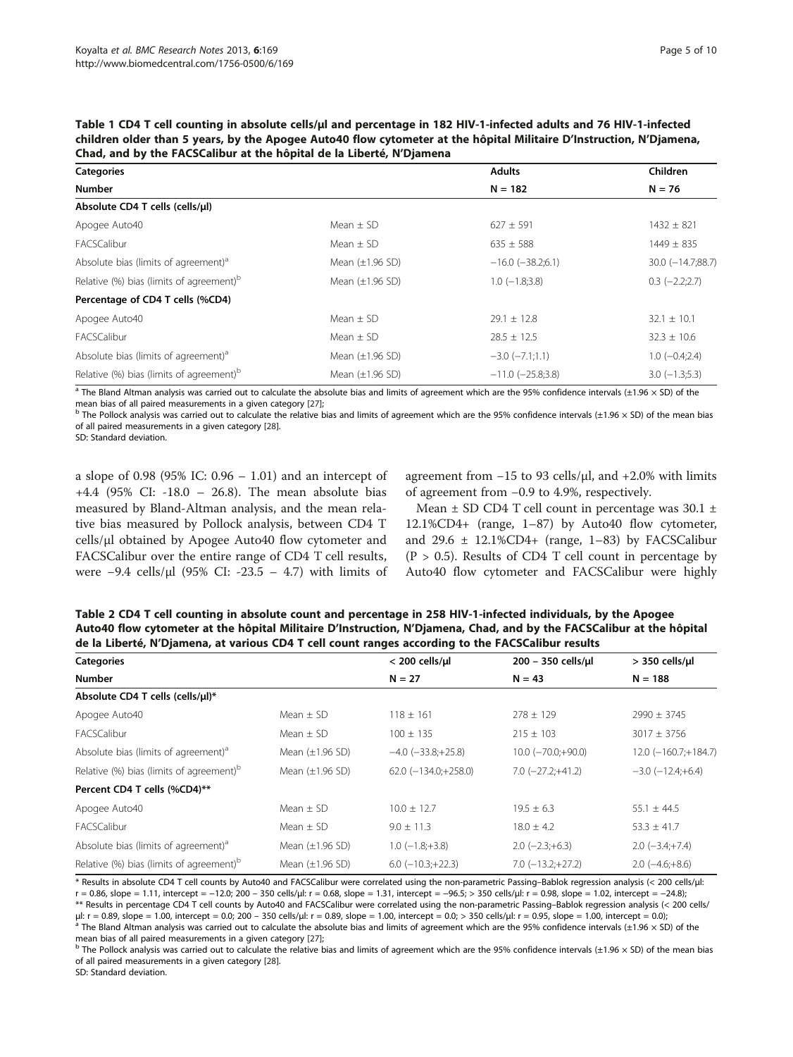**Table 1 CD4 T cell counting in absolute cells/μl and percentage in 182 HIV-1-infected adults and 76 HIV-1-infected children older than 5 years, by the Apogee Auto40 flow cytometer at the hôpital Militaire D'Instruction, N'Djamena, Chad, and by the FACSCalibur at the hôpital de la Liberté, N'Djamena**

| Categories | | Adults | Children |
|---|---|---|---|
| Number | | N = 182 | N = 76 |
| **Absolute CD4 T cells (cells/μl)** | | | |
| Apogee Auto40 | Mean ± SD | 627 ± 591 | 1432 ± 821 |
| FACSCalibur | Mean ± SD | 635 ± 588 | 1449 ± 835 |
| Absolute bias (limits of agreement)[a] | Mean (±1.96 SD) | −16.0 (−38.2;6.1) | 30.0 (−14.7;88.7) |
| Relative (%) bias (limits of agreement)[b] | Mean (±1.96 SD) | 1.0 (−1.8;3.8) | 0.3 (−2.2;2.7) |
| **Percentage of CD4 T cells (%CD4)** | | | |
| Apogee Auto40 | Mean ± SD | 29.1 ± 12.8 | 32.1 ± 10.1 |
| FACSCalibur | Mean ± SD | 28.5 ± 12.5 | 32.3 ± 10.6 |
| Absolute bias (limits of agreement)[a] | Mean (±1.96 SD) | −3.0 (−7.1;1.1) | 1.0 (−0.4;2.4) |
| Relative (%) bias (limits of agreement)[b] | Mean (±1.96 SD) | −11.0 (−25.8;3.8) | 3.0 (−1.3;5.3) |

[a] The Bland Altman analysis was carried out to calculate the absolute bias and limits of agreement which are the 95% confidence intervals (±1.96 × SD) of the mean bias of all paired measurements in a given category [27];
[b] The Pollock analysis was carried out to calculate the relative bias and limits of agreement which are the 95% confidence intervals (±1.96 × SD) of the mean bias of all paired measurements in a given category [28].
SD: Standard deviation.

a slope of 0.98 (95% IC: 0.96 – 1.01) and an intercept of +4.4 (95% CI: -18.0 – 26.8). The mean absolute bias measured by Bland-Altman analysis, and the mean relative bias measured by Pollock analysis, between CD4 T cells/μl obtained by Apogee Auto40 flow cytometer and FACSCalibur over the entire range of CD4 T cell results, were −9.4 cells/μl (95% CI: -23.5 – 4.7) with limits of agreement from −15 to 93 cells/μl, and +2.0% with limits of agreement from −0.9 to 4.9%, respectively.

Mean ± SD CD4 T cell count in percentage was 30.1 ± 12.1%CD4+ (range, 1–87) by Auto40 flow cytometer, and 29.6 ± 12.1%CD4+ (range, 1–83) by FACSCalibur ($P > 0.5$). Results of CD4 T cell count in percentage by Auto40 flow cytometer and FACSCalibur were highly

**Table 2 CD4 T cell counting in absolute count and percentage in 258 HIV-1-infected individuals, by the Apogee Auto40 flow cytometer at the hôpital Militaire D'Instruction, N'Djamena, Chad, and by the FACSCalibur at the hôpital de la Liberté, N'Djamena, at various CD4 T cell count ranges according to the FACSCalibur results**

| Categories | | < 200 cells/μl | 200 – 350 cells/μl | > 350 cells/μl |
|---|---|---|---|---|
| Number | | N = 27 | N = 43 | N = 188 |
| **Absolute CD4 T cells (cells/μl)*** | | | | |
| Apogee Auto40 | Mean ± SD | 118 ± 161 | 278 ± 129 | 2990 ± 3745 |
| FACSCalibur | Mean ± SD | 100 ± 135 | 215 ± 103 | 3017 ± 3756 |
| Absolute bias (limits of agreement)[a] | Mean (±1.96 SD) | −4.0 (−33.8;+25.8) | 10.0 (−70.0;+90.0) | 12.0 (−160.7;+184.7) |
| Relative (%) bias (limits of agreement)[b] | Mean (±1.96 SD) | 62.0 (−134.0;+258.0) | 7.0 (−27.2;+41.2) | −3.0 (−12.4;+6.4) |
| **Percent CD4 T cells (%CD4)**** | | | | |
| Apogee Auto40 | Mean ± SD | 10.0 ± 12.7 | 19.5 ± 6.3 | 55.1 ± 44.5 |
| FACSCalibur | Mean ± SD | 9.0 ± 11.3 | 18.0 ± 4.2 | 53.3 ± 41.7 |
| Absolute bias (limits of agreement)[a] | Mean (±1.96 SD) | 1.0 (−1.8;+3.8) | 2.0 (−2.3;+6.3) | 2.0 (−3.4;+7.4) |
| Relative (%) bias (limits of agreement)[b] | Mean (±1.96 SD) | 6.0 (−10.3;+22.3) | 7.0 (−13.2;+27.2) | 2.0 (−4.6;+8.6) |

* Results in absolute CD4 T cell counts by Auto40 and FACSCalibur were correlated using the non-parametric Passing–Bablok regression analysis (< 200 cells/μl: r = 0.86, slope = 1.11, intercept = −12.0; 200 – 350 cells/μl: r = 0.68, slope = 1.31, intercept = −96.5; > 350 cells/μl: r = 0.98, slope = 1.02, intercept = −24.8);
** Results in percentage CD4 T cell counts by Auto40 and FACSCalibur were correlated using the non-parametric Passing–Bablok regression analysis (< 200 cells/μl: r = 0.89, slope = 1.00, intercept = 0.0; 200 – 350 cells/μl: r = 0.89, slope = 1.00, intercept = 0.0; > 350 cells/μl: r = 0.95, slope = 1.00, intercept = 0.0);
[a] The Bland Altman analysis was carried out to calculate the absolute bias and limits of agreement which are the 95% confidence intervals (±1.96 × SD) of the mean bias of all paired measurements in a given category [27];
[b] The Pollock analysis was carried out to calculate the relative bias and limits of agreement which are the 95% confidence intervals (±1.96 × SD) of the mean bias of all paired measurements in a given category [28].
SD: Standard deviation.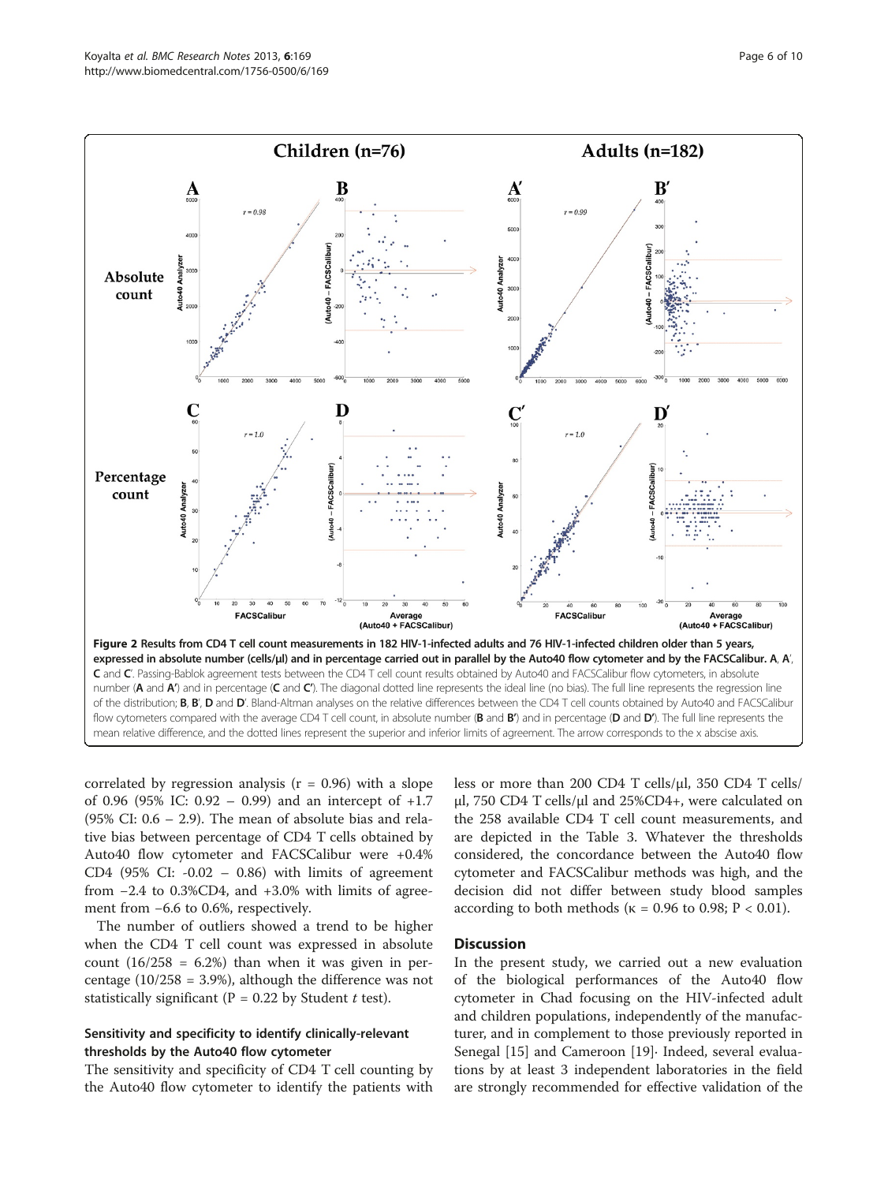Figure 2 Results from CD4 T cell count measurements in 182 HIV-1-infected adults and 76 HIV-1-infected children older than 5 years, expressed in absolute number (cells/μl) and in percentage carried out in parallel by the Auto40 flow cytometer and by the FACSCalibur. A, A′, C and C′. Passing-Bablok agreement tests between the CD4 T cell count results obtained by Auto40 and FACSCalibur flow cytometers, in absolute number (**A** and **A′**) and in percentage (**C** and **C′**). The diagonal dotted line represents the ideal line (no bias). The full line represents the regression line of the distribution; **B**, **B′**, **D** and **D′**. Bland-Altman analyses on the relative differences between the CD4 T cell counts obtained by Auto40 and FACSCalibur flow cytometers compared with the average CD4 T cell count, in absolute number (**B** and **B′**) and in percentage (**D** and **D′**). The full line represents the mean relative difference, and the dotted lines represent the superior and inferior limits of agreement. The arrow corresponds to the x abscise axis.

correlated by regression analysis ($r = 0.96$) with a slope of 0.96 (95% IC: 0.92 – 0.99) and an intercept of +1.7 (95% CI: 0.6 – 2.9). The mean of absolute bias and relative bias between percentage of CD4 T cells obtained by Auto40 flow cytometer and FACSCalibur were +0.4% CD4 (95% CI: -0.02 – 0.86) with limits of agreement from −2.4 to 0.3%CD4, and +3.0% with limits of agreement from −6.6 to 0.6%, respectively.

The number of outliers showed a trend to be higher when the CD4 T cell count was expressed in absolute count (16/258 = 6.2%) than when it was given in percentage (10/258 = 3.9%), although the difference was not statistically significant ($P = 0.22$ by Student *t* test).

### Sensitivity and specificity to identify clinically-relevant thresholds by the Auto40 flow cytometer

The sensitivity and specificity of CD4 T cell counting by the Auto40 flow cytometer to identify the patients with less or more than 200 CD4 T cells/μl, 350 CD4 T cells/μl, 750 CD4 T cells/μl and 25%CD4+, were calculated on the 258 available CD4 T cell count measurements, and are depicted in the Table 3. Whatever the thresholds considered, the concordance between the Auto40 flow cytometer and FACSCalibur methods was high, and the decision did not differ between study blood samples according to both methods ($\kappa = 0.96$ to 0.98; $P < 0.01$).

## Discussion

In the present study, we carried out a new evaluation of the biological performances of the Auto40 flow cytometer in Chad focusing on the HIV-infected adult and children populations, independently of the manufacturer, and in complement to those previously reported in Senegal [15] and Cameroon [19]· Indeed, several evaluations by at least 3 independent laboratories in the field are strongly recommended for effective validation of the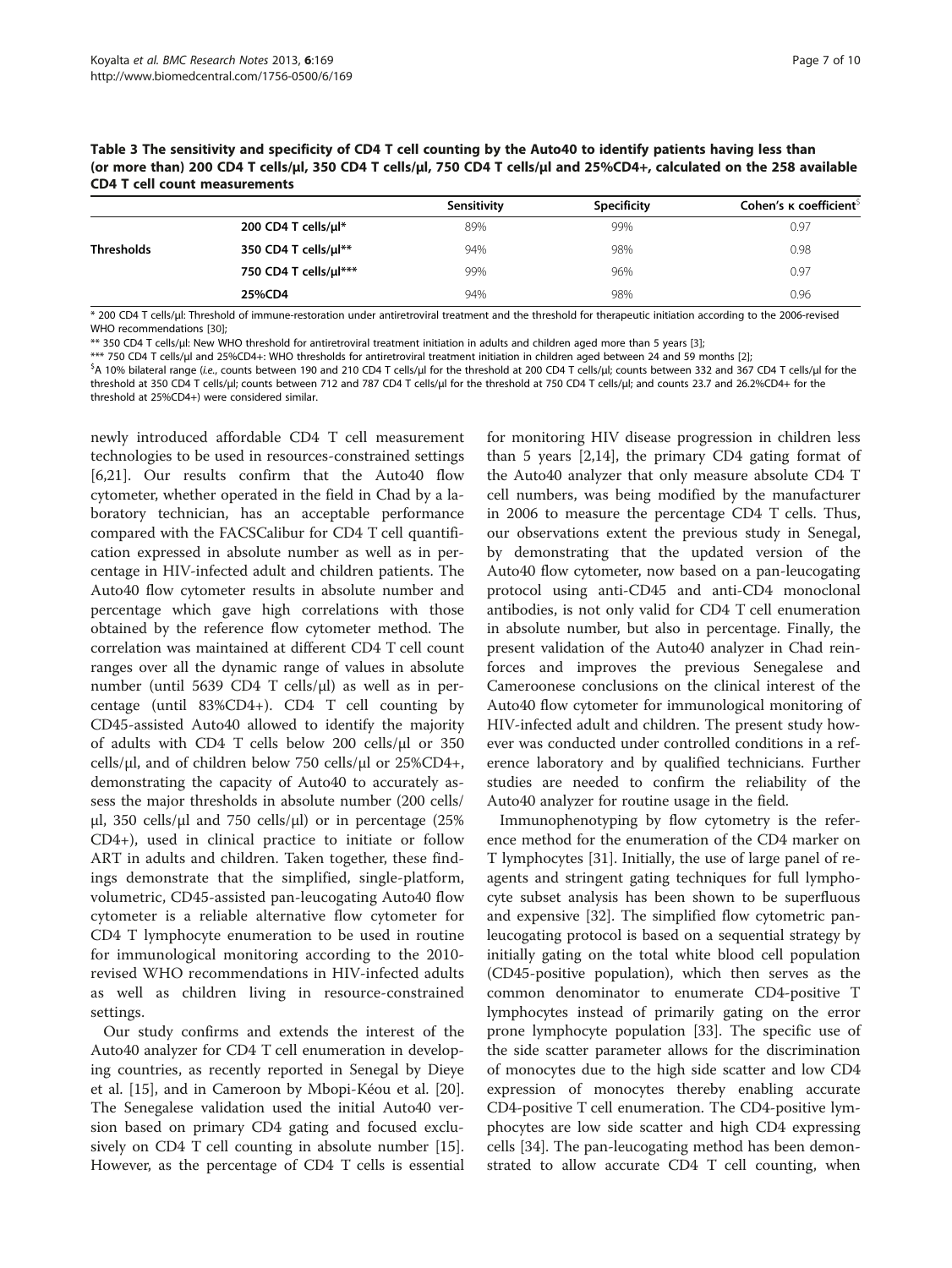**Table 3 The sensitivity and specificity of CD4 T cell counting by the Auto40 to identify patients having less than (or more than) 200 CD4 T cells/μl, 350 CD4 T cells/μl, 750 CD4 T cells/μl and 25%CD4+, calculated on the 258 available CD4 T cell count measurements**

| | | Sensitivity | Specificity | Cohen's κ coefficient[$] |
|---|---|---|---|---|
| Thresholds | 200 CD4 T cells/μl* | 89% | 99% | 0.97 |
| | 350 CD4 T cells/μl** | 94% | 98% | 0.98 |
| | 750 CD4 T cells/μl*** | 99% | 96% | 0.97 |
| | 25%CD4 | 94% | 98% | 0.96 |

* 200 CD4 T cells/μl: Threshold of immune-restoration under antiretroviral treatment and the threshold for therapeutic initiation according to the 2006-revised WHO recommendations [30];

** 350 CD4 T cells/μl: New WHO threshold for antiretroviral treatment initiation in adults and children aged more than 5 years [3];

*** 750 CD4 T cells/μl and 25%CD4+: WHO thresholds for antiretroviral treatment initiation in children aged between 24 and 59 months [2];

[$]A 10% bilateral range (*i.e.*, counts between 190 and 210 CD4 T cells/μl for the threshold at 200 CD4 T cells/μl; counts between 332 and 367 CD4 T cells/μl for the threshold at 350 CD4 T cells/μl; counts between 712 and 787 CD4 T cells/μl for the threshold at 750 CD4 T cells/μl; and counts 23.7 and 26.2%CD4+ for the threshold at 25%CD4+) were considered similar.

newly introduced affordable CD4 T cell measurement technologies to be used in resources-constrained settings [6,21]. Our results confirm that the Auto40 flow cytometer, whether operated in the field in Chad by a laboratory technician, has an acceptable performance compared with the FACSCalibur for CD4 T cell quantification expressed in absolute number as well as in percentage in HIV-infected adult and children patients. The Auto40 flow cytometer results in absolute number and percentage which gave high correlations with those obtained by the reference flow cytometer method. The correlation was maintained at different CD4 T cell count ranges over all the dynamic range of values in absolute number (until 5639 CD4 T cells/μl) as well as in percentage (until 83%CD4+). CD4 T cell counting by CD45-assisted Auto40 allowed to identify the majority of adults with CD4 T cells below 200 cells/μl or 350 cells/μl, and of children below 750 cells/μl or 25%CD4+, demonstrating the capacity of Auto40 to accurately assess the major thresholds in absolute number (200 cells/μl, 350 cells/μl and 750 cells/μl) or in percentage (25% CD4+), used in clinical practice to initiate or follow ART in adults and children. Taken together, these findings demonstrate that the simplified, single-platform, volumetric, CD45-assisted pan-leucogating Auto40 flow cytometer is a reliable alternative flow cytometer for CD4 T lymphocyte enumeration to be used in routine for immunological monitoring according to the 2010-revised WHO recommendations in HIV-infected adults as well as children living in resource-constrained settings.

Our study confirms and extends the interest of the Auto40 analyzer for CD4 T cell enumeration in developing countries, as recently reported in Senegal by Dieye et al. [15], and in Cameroon by Mbopi-Kéou et al. [20]. The Senegalese validation used the initial Auto40 version based on primary CD4 gating and focused exclusively on CD4 T cell counting in absolute number [15]. However, as the percentage of CD4 T cells is essential for monitoring HIV disease progression in children less than 5 years [2,14], the primary CD4 gating format of the Auto40 analyzer that only measure absolute CD4 T cell numbers, was being modified by the manufacturer in 2006 to measure the percentage CD4 T cells. Thus, our observations extent the previous study in Senegal, by demonstrating that the updated version of the Auto40 flow cytometer, now based on a pan-leucogating protocol using anti-CD45 and anti-CD4 monoclonal antibodies, is not only valid for CD4 T cell enumeration in absolute number, but also in percentage. Finally, the present validation of the Auto40 analyzer in Chad reinforces and improves the previous Senegalese and Cameroonese conclusions on the clinical interest of the Auto40 flow cytometer for immunological monitoring of HIV-infected adult and children. The present study however was conducted under controlled conditions in a reference laboratory and by qualified technicians. Further studies are needed to confirm the reliability of the Auto40 analyzer for routine usage in the field.

Immunophenotyping by flow cytometry is the reference method for the enumeration of the CD4 marker on T lymphocytes [31]. Initially, the use of large panel of reagents and stringent gating techniques for full lymphocyte subset analysis has been shown to be superfluous and expensive [32]. The simplified flow cytometric pan-leucogating protocol is based on a sequential strategy by initially gating on the total white blood cell population (CD45-positive population), which then serves as the common denominator to enumerate CD4-positive T lymphocytes instead of primarily gating on the error prone lymphocyte population [33]. The specific use of the side scatter parameter allows for the discrimination of monocytes due to the high side scatter and low CD4 expression of monocytes thereby enabling accurate CD4-positive T cell enumeration. The CD4-positive lymphocytes are low side scatter and high CD4 expressing cells [34]. The pan-leucogating method has been demonstrated to allow accurate CD4 T cell counting, when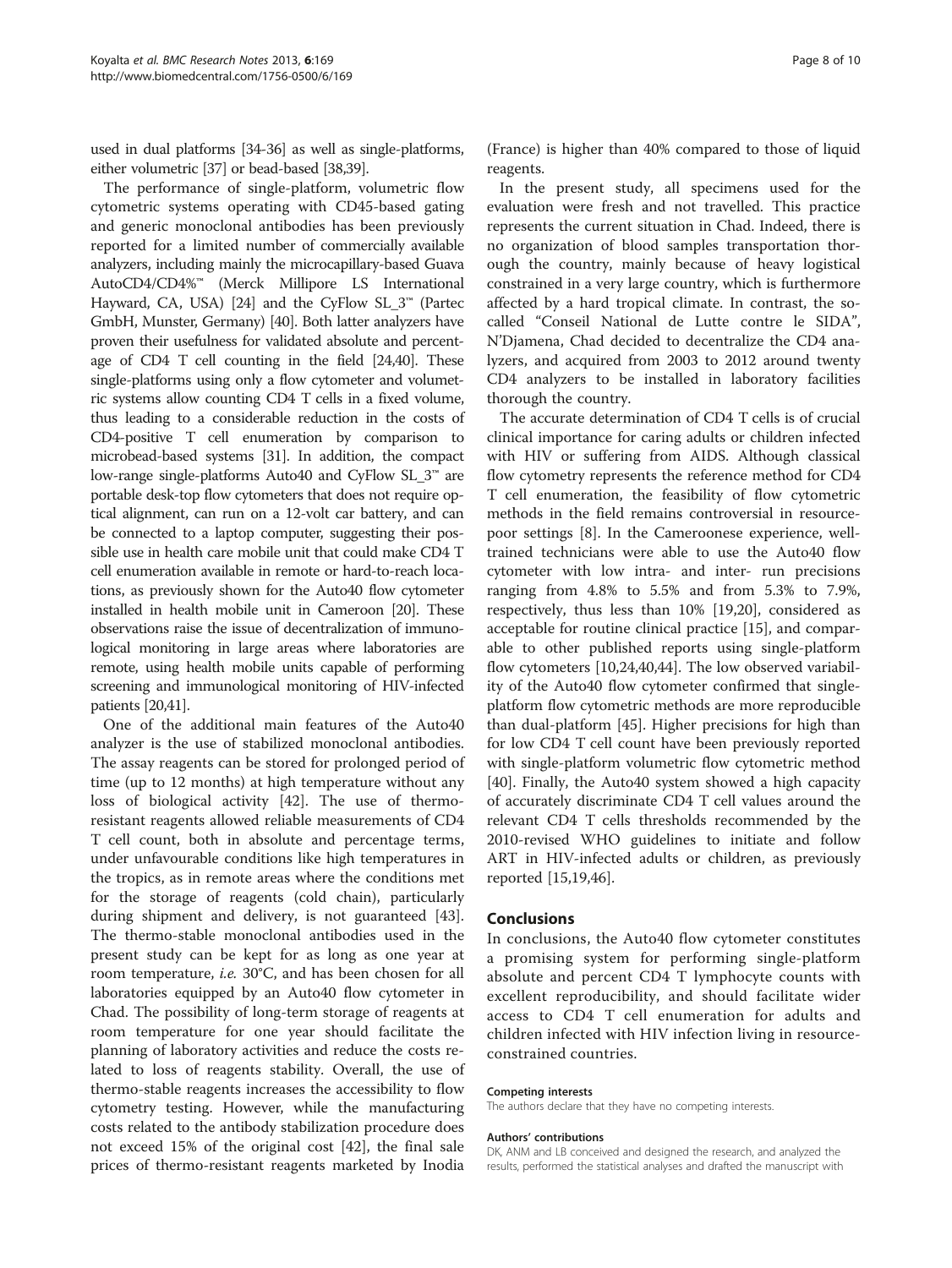used in dual platforms [34-36] as well as single-platforms, either volumetric [37] or bead-based [38,39].

The performance of single-platform, volumetric flow cytometric systems operating with CD45-based gating and generic monoclonal antibodies has been previously reported for a limited number of commercially available analyzers, including mainly the microcapillary-based Guava AutoCD4/CD4%™ (Merck Millipore LS International Hayward, CA, USA) [24] and the CyFlow SL_3™ (Partec GmbH, Munster, Germany) [40]. Both latter analyzers have proven their usefulness for validated absolute and percentage of CD4 T cell counting in the field [24,40]. These single-platforms using only a flow cytometer and volumetric systems allow counting CD4 T cells in a fixed volume, thus leading to a considerable reduction in the costs of CD4-positive T cell enumeration by comparison to microbead-based systems [31]. In addition, the compact low-range single-platforms Auto40 and CyFlow SL_3™ are portable desk-top flow cytometers that does not require optical alignment, can run on a 12-volt car battery, and can be connected to a laptop computer, suggesting their possible use in health care mobile unit that could make CD4 T cell enumeration available in remote or hard-to-reach locations, as previously shown for the Auto40 flow cytometer installed in health mobile unit in Cameroon [20]. These observations raise the issue of decentralization of immunological monitoring in large areas where laboratories are remote, using health mobile units capable of performing screening and immunological monitoring of HIV-infected patients [20,41].

One of the additional main features of the Auto40 analyzer is the use of stabilized monoclonal antibodies. The assay reagents can be stored for prolonged period of time (up to 12 months) at high temperature without any loss of biological activity [42]. The use of thermo-resistant reagents allowed reliable measurements of CD4 T cell count, both in absolute and percentage terms, under unfavourable conditions like high temperatures in the tropics, as in remote areas where the conditions met for the storage of reagents (cold chain), particularly during shipment and delivery, is not guaranteed [43]. The thermo-stable monoclonal antibodies used in the present study can be kept for as long as one year at room temperature, *i.e.* 30°C, and has been chosen for all laboratories equipped by an Auto40 flow cytometer in Chad. The possibility of long-term storage of reagents at room temperature for one year should facilitate the planning of laboratory activities and reduce the costs related to loss of reagents stability. Overall, the use of thermo-stable reagents increases the accessibility to flow cytometry testing. However, while the manufacturing costs related to the antibody stabilization procedure does not exceed 15% of the original cost [42], the final sale prices of thermo-resistant reagents marketed by Inodia (France) is higher than 40% compared to those of liquid reagents.

In the present study, all specimens used for the evaluation were fresh and not travelled. This practice represents the current situation in Chad. Indeed, there is no organization of blood samples transportation thorough the country, mainly because of heavy logistical constrained in a very large country, which is furthermore affected by a hard tropical climate. In contrast, the so-called "Conseil National de Lutte contre le SIDA", N'Djamena, Chad decided to decentralize the CD4 analyzers, and acquired from 2003 to 2012 around twenty CD4 analyzers to be installed in laboratory facilities thorough the country.

The accurate determination of CD4 T cells is of crucial clinical importance for caring adults or children infected with HIV or suffering from AIDS. Although classical flow cytometry represents the reference method for CD4 T cell enumeration, the feasibility of flow cytometric methods in the field remains controversial in resource-poor settings [8]. In the Cameroonese experience, well-trained technicians were able to use the Auto40 flow cytometer with low intra- and inter- run precisions ranging from 4.8% to 5.5% and from 5.3% to 7.9%, respectively, thus less than 10% [19,20], considered as acceptable for routine clinical practice [15], and comparable to other published reports using single-platform flow cytometers [10,24,40,44]. The low observed variability of the Auto40 flow cytometer confirmed that single-platform flow cytometric methods are more reproducible than dual-platform [45]. Higher precisions for high than for low CD4 T cell count have been previously reported with single-platform volumetric flow cytometric method [40]. Finally, the Auto40 system showed a high capacity of accurately discriminate CD4 T cell values around the relevant CD4 T cells thresholds recommended by the 2010-revised WHO guidelines to initiate and follow ART in HIV-infected adults or children, as previously reported [15,19,46].

## Conclusions

In conclusions, the Auto40 flow cytometer constitutes a promising system for performing single-platform absolute and percent CD4 T lymphocyte counts with excellent reproducibility, and should facilitate wider access to CD4 T cell enumeration for adults and children infected with HIV infection living in resource-constrained countries.

#### Competing interests

The authors declare that they have no competing interests.

#### Authors' contributions

DK, ANM and LB conceived and designed the research, and analyzed the results, performed the statistical analyses and drafted the manuscript with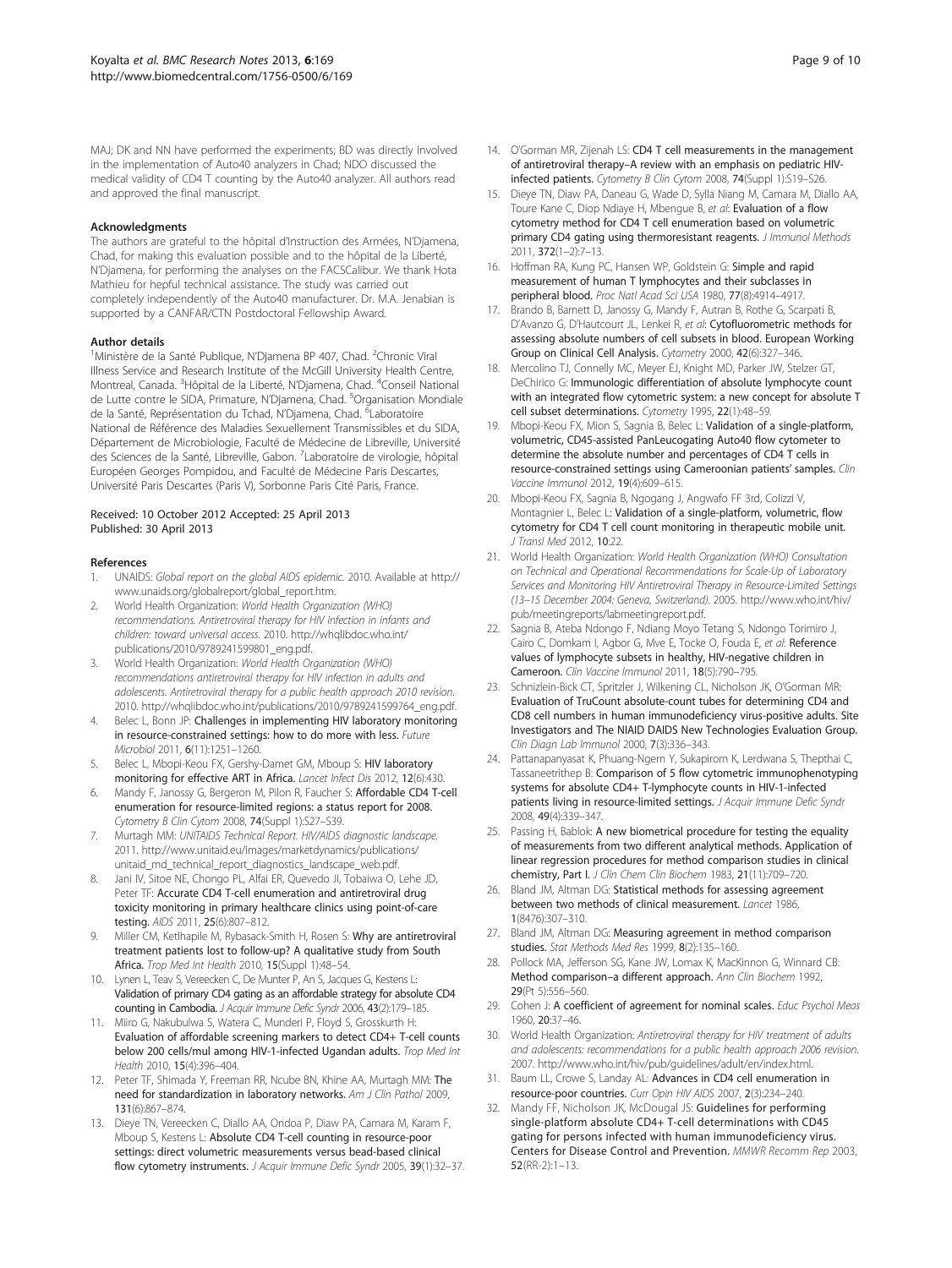MAJ; DK and NN have performed the experiments; BD was directly involved in the implementation of Auto40 analyzers in Chad; NDO discussed the medical validity of CD4 T counting by the Auto40 analyzer. All authors read and approved the final manuscript.

#### Acknowledgments

The authors are grateful to the hôpital d'Instruction des Armées, N'Djamena, Chad, for making this evaluation possible and to the hôpital de la Liberté, N'Djamena, for performing the analyses on the FACSCalibur. We thank Hota Mathieu for hepful technical assistance. The study was carried out completely independently of the Auto40 manufacturer. Dr. M.A. Jenabian is supported by a CANFAR/CTN Postdoctoral Fellowship Award.

#### Author details

[1]Ministère de la Santé Publique, N'Djamena BP 407, Chad. [2]Chronic Viral Illness Service and Research Institute of the McGill University Health Centre, Montreal, Canada. [3]Hôpital de la Liberté, N'Djamena, Chad. [4]Conseil National de Lutte contre le SIDA, Primature, N'Djamena, Chad. [5]Organisation Mondiale de la Santé, Représentation du Tchad, N'Djamena, Chad. [6]Laboratoire National de Référence des Maladies Sexuellement Transmissibles et du SIDA, Département de Microbiologie, Faculté de Médecine de Libreville, Université des Sciences de la Santé, Libreville, Gabon. [7]Laboratoire de virologie, hôpital Européen Georges Pompidou, and Faculté de Médecine Paris Descartes, Université Paris Descartes (Paris V), Sorbonne Paris Cité Paris, France.

Received: 10 October 2012 Accepted: 25 April 2013
Published: 30 April 2013

#### References

1. UNAIDS: *Global report on the global AIDS epidemic.* 2010. Available at http://www.unaids.org/globalreport/global_report.htm.
2. World Health Organization: *World Health Organization (WHO) recommendations. Antiretroviral therapy for HIV infection in infants and children: toward universal access.* 2010. http://whqlibdoc.who.int/publications/2010/9789241599801_eng.pdf.
3. World Health Organization: *World Health Organization (WHO) recommendations antiretroviral therapy for HIV infection in adults and adolescents. Antiretroviral therapy for a public health approach 2010 revision.* 2010. http://whqlibdoc.who.int/publications/2010/9789241599764_eng.pdf.
4. Belec L, Bonn JP: **Challenges in implementing HIV laboratory monitoring in resource-constrained settings: how to do more with less.** *Future Microbiol* 2011, **6**(11):1251–1260.
5. Belec L, Mbopi-Keou FX, Gershy-Damet GM, Mboup S: **HIV laboratory monitoring for effective ART in Africa.** *Lancet Infect Dis* 2012, **12**(6):430.
6. Mandy F, Janossy G, Bergeron M, Pilon R, Faucher S: **Affordable CD4 T-cell enumeration for resource-limited regions: a status report for 2008.** *Cytometry B Clin Cytom* 2008, **74**(Suppl 1):S27–S39.
7. Murtagh MM: *UNITAIDS Technical Report. HIV/AIDS diagnostic landscape.* 2011. http://www.unitaid.eu/images/marketdynamics/publications/unitaid_md_technical_report_diagnostics_landscape_web.pdf.
8. Jani IV, Sitoe NE, Chongo PL, Alfai ER, Quevedo JI, Tobaiwa O, Lehe JD, Peter TF: **Accurate CD4 T-cell enumeration and antiretroviral drug toxicity monitoring in primary healthcare clinics using point-of-care testing.** *AIDS* 2011, **25**(6):807–812.
9. Miller CM, Ketlhapile M, Rybasack-Smith H, Rosen S: **Why are antiretroviral treatment patients lost to follow-up? A qualitative study from South Africa.** *Trop Med Int Health* 2010, **15**(Suppl 1):48–54.
10. Lynen L, Teav S, Vereecken C, De Munter P, An S, Jacques G, Kestens L: **Validation of primary CD4 gating as an affordable strategy for absolute CD4 counting in Cambodia.** *J Acquir Immune Defic Syndr* 2006, **43**(2):179–185.
11. Miiro G, Nakubulwa S, Watera C, Munderi P, Floyd S, Grosskurth H: **Evaluation of affordable screening markers to detect CD4+ T-cell counts below 200 cells/mul among HIV-1-infected Ugandan adults.** *Trop Med Int Health* 2010, **15**(4):396–404.
12. Peter TF, Shimada Y, Freeman RR, Ncube BN, Khine AA, Murtagh MM: **The need for standardization in laboratory networks.** *Am J Clin Pathol* 2009, **131**(6):867–874.
13. Dieye TN, Vereecken C, Diallo AA, Ondoa P, Diaw PA, Camara M, Karam F, Mboup S, Kestens L: **Absolute CD4 T-cell counting in resource-poor settings: direct volumetric measurements versus bead-based clinical flow cytometry instruments.** *J Acquir Immune Defic Syndr* 2005, **39**(1):32–37.
14. O'Gorman MR, Zijenah LS: **CD4 T cell measurements in the management of antiretroviral therapy–A review with an emphasis on pediatric HIV-infected patients.** *Cytometry B Clin Cytom* 2008, **74**(Suppl 1):S19–S26.
15. Dieye TN, Diaw PA, Daneau G, Wade D, Sylla Niang M, Camara M, Diallo AA, Toure Kane C, Diop Ndiaye H, Mbengue B, *et al*: **Evaluation of a flow cytometry method for CD4 T cell enumeration based on volumetric primary CD4 gating using thermoresistant reagents.** *J Immunol Methods* 2011, **372**(1–2):7–13.
16. Hoffman RA, Kung PC, Hansen WP, Goldstein G: **Simple and rapid measurement of human T lymphocytes and their subclasses in peripheral blood.** *Proc Natl Acad Sci USA* 1980, **77**(8):4914–4917.
17. Brando B, Barnett D, Janossy G, Mandy F, Autran B, Rothe G, Scarpati B, D'Avanzo G, D'Hautcourt JL, Lenkei R, *et al*: **Cytofluorometric methods for assessing absolute numbers of cell subsets in blood. European Working Group on Clinical Cell Analysis.** *Cytometry* 2000, **42**(6):327–346.
18. Mercolino TJ, Connelly MC, Meyer EJ, Knight MD, Parker JW, Stelzer GT, DeChirico G: **Immunologic differentiation of absolute lymphocyte count with an integrated flow cytometric system: a new concept for absolute T cell subset determinations.** *Cytometry* 1995, **22**(1):48–59.
19. Mbopi-Keou FX, Mion S, Sagnia B, Belec L: **Validation of a single-platform, volumetric, CD45-assisted PanLeucogating Auto40 flow cytometer to determine the absolute number and percentages of CD4 T cells in resource-constrained settings using Cameroonian patients' samples.** *Clin Vaccine Immunol* 2012, **19**(4):609–615.
20. Mbopi-Keou FX, Sagnia B, Ngogang J, Angwafo FF 3rd, Colizzi V, Montagnier L, Belec L: **Validation of a single-platform, volumetric, flow cytometry for CD4 T cell count monitoring in therapeutic mobile unit.** *J Transl Med* 2012, **10**:22.
21. World Health Organization: *World Health Organization (WHO) Consultation on Technical and Operational Recommendations for Scale-Up of Laboratory Services and Monitoring HIV Antiretroviral Therapy in Resource-Limited Settings (13–15 December 2004: Geneva, Switzerland).* 2005. http://www.who.int/hiv/pub/meetingreports/labmeetingreport.pdf.
22. Sagnia B, Ateba Ndongo F, Ndiang Moyo Tetang S, Ndongo Torimiro J, Cairo C, Domkam I, Agbor G, Mve E, Tocke O, Fouda E, *et al*: **Reference values of lymphocyte subsets in healthy, HIV-negative children in Cameroon.** *Clin Vaccine Immunol* 2011, **18**(5):790–795.
23. Schnizlein-Bick CT, Spritzler J, Wilkening CL, Nicholson JK, O'Gorman MR: **Evaluation of TruCount absolute-count tubes for determining CD4 and CD8 cell numbers in human immunodeficiency virus-positive adults. Site Investigators and The NIAID DAIDS New Technologies Evaluation Group.** *Clin Diagn Lab Immunol* 2000, **7**(3):336–343.
24. Pattanapanyasat K, Phuang-Ngern Y, Sukapirom K, Lerdwana S, Thepthai C, Tassaneetrithep B: **Comparison of 5 flow cytometric immunophenotyping systems for absolute CD4+ T-lymphocyte counts in HIV-1-infected patients living in resource-limited settings.** *J Acquir Immune Defic Syndr* 2008, **49**(4):339–347.
25. Passing H, Bablok: **A new biometrical procedure for testing the equality of measurements from two different analytical methods. Application of linear regression procedures for method comparison studies in clinical chemistry, Part I.** *J Clin Chem Clin Biochem* 1983, **21**(11):709–720.
26. Bland JM, Altman DG: **Statistical methods for assessing agreement between two methods of clinical measurement.** *Lancet* 1986, **1**(8476):307–310.
27. Bland JM, Altman DG: **Measuring agreement in method comparison studies.** *Stat Methods Med Res* 1999, **8**(2):135–160.
28. Pollock MA, Jefferson SG, Kane JW, Lomax K, MacKinnon G, Winnard CB: **Method comparison–a different approach.** *Ann Clin Biochem* 1992, **29**(Pt 5):556–560.
29. Cohen J: **A coefficient of agreement for nominal scales.** *Educ Psychol Meas* 1960, **20**:37–46.
30. World Health Organization: *Antiretroviral therapy for HIV treatment of adults and adolescents: recommendations for a public health approach 2006 revision.* 2007. http://www.who.int/hiv/pub/guidelines/adult/en/index.html.
31. Baum LL, Crowe S, Landay AL: **Advances in CD4 cell enumeration in resource-poor countries.** *Curr Opin HIV AIDS* 2007, **2**(3):234–240.
32. Mandy FF, Nicholson JK, McDougal JS: **Guidelines for performing single-platform absolute CD4+ T-cell determinations with CD45 gating for persons infected with human immunodeficiency virus. Centers for Disease Control and Prevention.** *MMWR Recomm Rep* 2003, **52**(RR-2):1–13.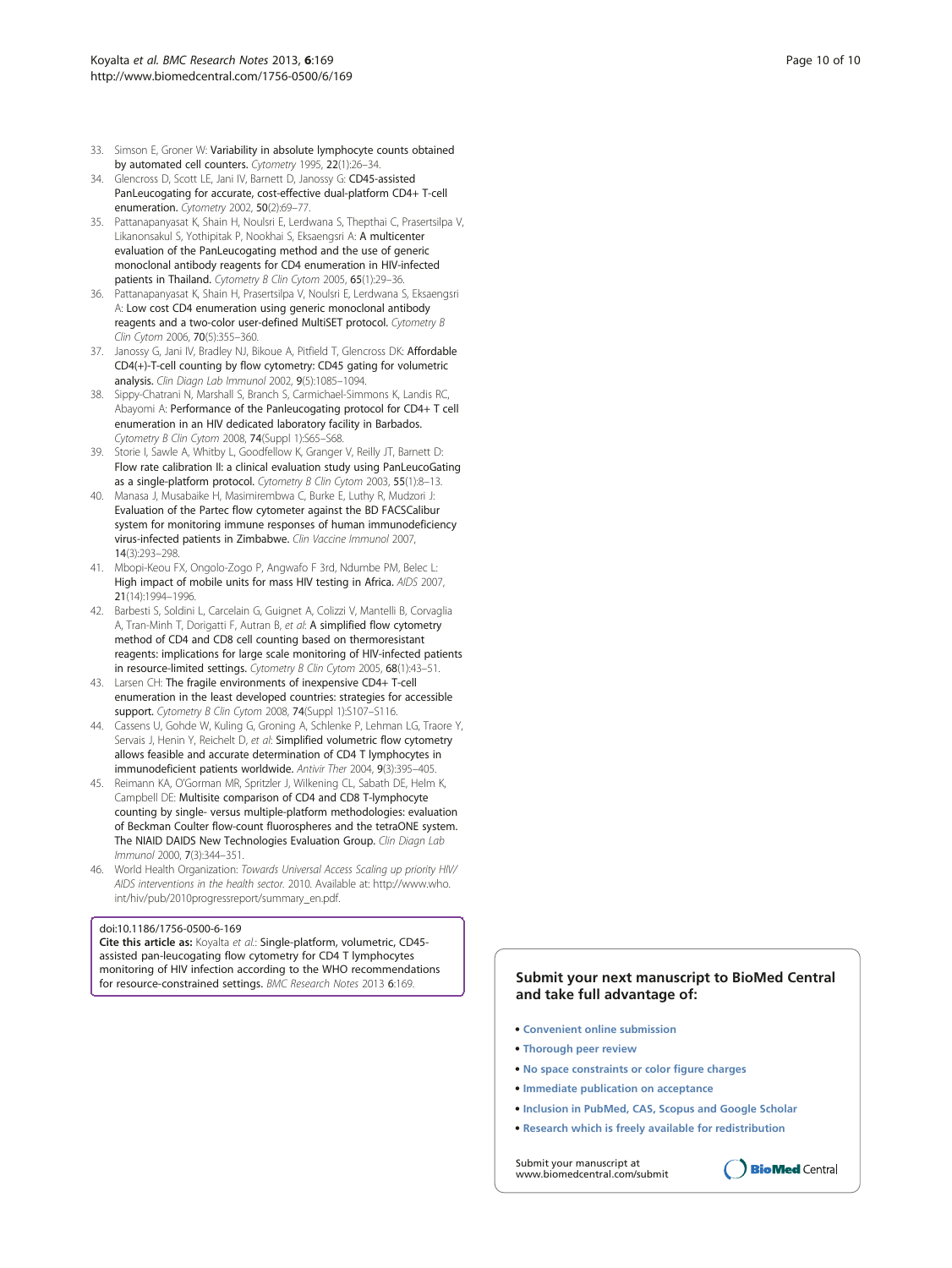33. Simson E, Groner W: **Variability in absolute lymphocyte counts obtained by automated cell counters.** *Cytometry* 1995, **22**(1):26–34.
34. Glencross D, Scott LE, Jani IV, Barnett D, Janossy G: **CD45-assisted PanLeucogating for accurate, cost-effective dual-platform CD4+ T-cell enumeration.** *Cytometry* 2002, **50**(2):69–77.
35. Pattanapanyasat K, Shain H, Noulsri E, Lerdwana S, Thepthai C, Prasertsilpa V, Likanonsakul S, Yothipitak P, Nookhai S, Eksaengsri A: **A multicenter evaluation of the PanLeucogating method and the use of generic monoclonal antibody reagents for CD4 enumeration in HIV-infected patients in Thailand.** *Cytometry B Clin Cytom* 2005, **65**(1):29–36.
36. Pattanapanyasat K, Shain H, Prasertsilpa V, Noulsri E, Lerdwana S, Eksaengsri A: **Low cost CD4 enumeration using generic monoclonal antibody reagents and a two-color user-defined MultiSET protocol.** *Cytometry B Clin Cytom* 2006, **70**(5):355–360.
37. Janossy G, Jani IV, Bradley NJ, Bikoue A, Pitfield T, Glencross DK: **Affordable CD4(+)-T-cell counting by flow cytometry: CD45 gating for volumetric analysis.** *Clin Diagn Lab Immunol* 2002, **9**(5):1085–1094.
38. Sippy-Chatrani N, Marshall S, Branch S, Carmichael-Simmons K, Landis RC, Abayomi A: **Performance of the Panleucogating protocol for CD4+ T cell enumeration in an HIV dedicated laboratory facility in Barbados.** *Cytometry B Clin Cytom* 2008, **74**(Suppl 1):S65–S68.
39. Storie I, Sawle A, Whitby L, Goodfellow K, Granger V, Reilly JT, Barnett D: **Flow rate calibration II: a clinical evaluation study using PanLeucoGating as a single-platform protocol.** *Cytometry B Clin Cytom* 2003, **55**(1):8–13.
40. Manasa J, Musabaike H, Masimirembwa C, Burke E, Luthy R, Mudzori J: **Evaluation of the Partec flow cytometer against the BD FACSCalibur system for monitoring immune responses of human immunodeficiency virus-infected patients in Zimbabwe.** *Clin Vaccine Immunol* 2007, **14**(3):293–298.
41. Mbopi-Keou FX, Ongolo-Zogo P, Angwafo F 3rd, Ndumbe PM, Belec L: **High impact of mobile units for mass HIV testing in Africa.** *AIDS* 2007, **21**(14):1994–1996.
42. Barbesti S, Soldini L, Carcelain G, Guignet A, Colizzi V, Mantelli B, Corvaglia A, Tran-Minh T, Dorigatti F, Autran B, *et al*: **A simplified flow cytometry method of CD4 and CD8 cell counting based on thermoresistant reagents: implications for large scale monitoring of HIV-infected patients in resource-limited settings.** *Cytometry B Clin Cytom* 2005, **68**(1):43–51.
43. Larsen CH: **The fragile environments of inexpensive CD4+ T-cell enumeration in the least developed countries: strategies for accessible support.** *Cytometry B Clin Cytom* 2008, **74**(Suppl 1):S107–S116.
44. Cassens U, Gohde W, Kuling G, Groning A, Schlenke P, Lehman LG, Traore Y, Servais J, Henin Y, Reichelt D, *et al*: **Simplified volumetric flow cytometry allows feasible and accurate determination of CD4 T lymphocytes in immunodeficient patients worldwide.** *Antivir Ther* 2004, **9**(3):395–405.
45. Reimann KA, O'Gorman MR, Spritzler J, Wilkening CL, Sabath DE, Helm K, Campbell DE: **Multisite comparison of CD4 and CD8 T-lymphocyte counting by single- versus multiple-platform methodologies: evaluation of Beckman Coulter flow-count fluorospheres and the tetraONE system. The NIAID DAIDS New Technologies Evaluation Group.** *Clin Diagn Lab Immunol* 2000, **7**(3):344–351.
46. World Health Organization: *Towards Universal Access Scaling up priority HIV/AIDS interventions in the health sector.* 2010. Available at: http://www.who.int/hiv/pub/2010progressreport/summary_en.pdf.

doi:10.1186/1756-0500-6-169

**Cite this article as:** Koyalta *et al.*: Single-platform, volumetric, CD45-assisted pan-leucogating flow cytometry for CD4 T lymphocytes monitoring of HIV infection according to the WHO recommendations for resource-constrained settings. *BMC Research Notes* 2013 **6**:169.

**Submit your next manuscript to BioMed Central and take full advantage of:**

- Convenient online submission
- Thorough peer review
- No space constraints or color figure charges
- Immediate publication on acceptance
- Inclusion in PubMed, CAS, Scopus and Google Scholar
- Research which is freely available for redistribution

Submit your manuscript at www.biomedcentral.com/submit

BioMed Central